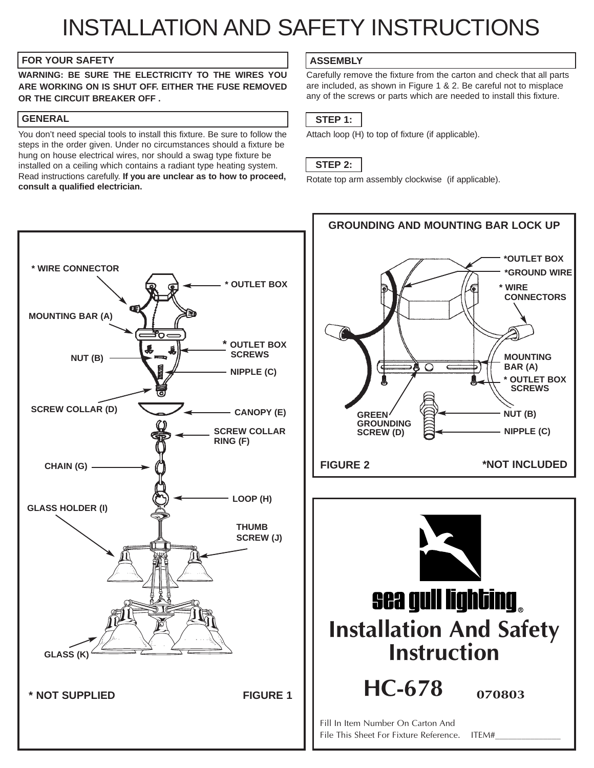# INSTALLATION AND SAFETY INSTRUCTIONS

## FOR YOUR SAFETY

**WARNING: BE SURE THE ELECTRICITY TO THE WIRES YOU ARE WORKING ON IS SHUT OFF. EITHER THE FUSE REMOVED OR THE CIRCUIT BREAKER OFF .**

## GENERAL

You don't need special tools to install this fixture. Be sure to follow the steps in the order given. Under no circumstances should a fixture be hung on house electrical wires, nor should a swag type fixture be installed on a ceiling which contains a radiant type heating system. Read instructions carefully. **If you are unclear as to how to proceed, consult a qualified electrician.**

## ASSEMBLY

Carefully remove the fixture from the carton and check that all parts are included, as shown in Figure 1 & 2. Be careful not to misplace any of the screws or parts which are needed to install this fixture.

### STEP 1:

Attach loop (H) to top of fixture (if applicable).

### STEP 2:

Rotate top arm assembly clockwise (if applicable).

* WIRE CONNECTOR
* OUTLET BOX
MOUNTING BAR (A)
* OUTLET BOX SCREWS
NUT (B)
NIPPLE (C)
SCREW COLLAR (D)
CANOPY (E)
SCREW COLLAR RING (F)
CHAIN (G)
LOOP (H)
GLASS HOLDER (I)
THUMB SCREW (J)
GLASS (K)

* NOT SUPPLIED

FIGURE 1

**GROUNDING AND MOUNTING BAR LOCK UP**

*OUTLET BOX
*GROUND WIRE
* WIRE CONNECTORS
MOUNTING BAR (A)
* OUTLET BOX SCREWS
NUT (B)
NIPPLE (C)
GREEN GROUNDING SCREW (D)

FIGURE 2

*NOT INCLUDED

sea gull lighting®

**Installation And Safety Instruction**

**HC-678** 070803

Fill In Item Number On Carton And File This Sheet For Fixture Reference. ITEM#______________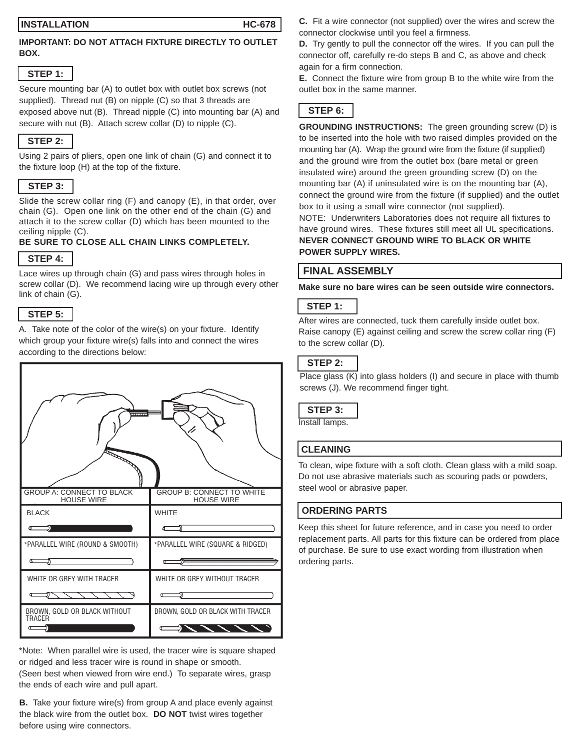## INSTALLATION HC-678

**IMPORTANT: DO NOT ATTACH FIXTURE DIRECTLY TO OUTLET BOX.**

### STEP 1:

Secure mounting bar (A) to outlet box with outlet box screws (not supplied). Thread nut (B) on nipple (C) so that 3 threads are exposed above nut (B). Thread nipple (C) into mounting bar (A) and secure with nut (B). Attach screw collar (D) to nipple (C).

### STEP 2:

Using 2 pairs of pliers, open one link of chain (G) and connect it to the fixture loop (H) at the top of the fixture.

### STEP 3:

Slide the screw collar ring (F) and canopy (E), in that order, over chain (G). Open one link on the other end of the chain (G) and attach it to the screw collar (D) which has been mounted to the ceiling nipple (C).

**BE SURE TO CLOSE ALL CHAIN LINKS COMPLETELY.**

### STEP 4:

Lace wires up through chain (G) and pass wires through holes in screw collar (D). We recommend lacing wire up through every other link of chain (G).

### STEP 5:

A. Take note of the color of the wire(s) on your fixture. Identify which group your fixture wire(s) falls into and connect the wires according to the directions below:

| GROUP A: CONNECT TO BLACK HOUSE WIRE | GROUP B: CONNECT TO WHITE HOUSE WIRE |
|---|---|
| BLACK | WHITE |
| *PARALLEL WIRE (ROUND & SMOOTH) | *PARALLEL WIRE (SQUARE & RIDGED) |
| WHITE OR GREY WITH TRACER | WHITE OR GREY WITHOUT TRACER |
| BROWN, GOLD OR BLACK WITHOUT TRACER | BROWN, GOLD OR BLACK WITH TRACER |

*Note: When parallel wire is used, the tracer wire is square shaped or ridged and less tracer wire is round in shape or smooth. (Seen best when viewed from wire end.) To separate wires, grasp the ends of each wire and pull apart.

**B.** Take your fixture wire(s) from group A and place evenly against the black wire from the outlet box. **DO NOT** twist wires together before using wire connectors.

**C.** Fit a wire connector (not supplied) over the wires and screw the connector clockwise until you feel a firmness.

**D.** Try gently to pull the connector off the wires. If you can pull the connector off, carefully re-do steps B and C, as above and check again for a firm connection.

**E.** Connect the fixture wire from group B to the white wire from the outlet box in the same manner.

### STEP 6:

**GROUNDING INSTRUCTIONS:** The green grounding screw (D) is to be inserted into the hole with two raised dimples provided on the mounting bar (A). Wrap the ground wire from the fixture (if supplied) and the ground wire from the outlet box (bare metal or green insulated wire) around the green grounding screw (D) on the mounting bar (A) if uninsulated wire is on the mounting bar (A), connect the ground wire from the fixture (if supplied) and the outlet box to it using a small wire connector (not supplied).

NOTE: Underwriters Laboratories does not require all fixtures to have ground wires. These fixtures still meet all UL specifications.

**NEVER CONNECT GROUND WIRE TO BLACK OR WHITE POWER SUPPLY WIRES.**

## FINAL ASSEMBLY

**Make sure no bare wires can be seen outside wire connectors.**

### STEP 1:

After wires are connected, tuck them carefully inside outlet box. Raise canopy (E) against ceiling and screw the screw collar ring (F) to the screw collar (D).

### STEP 2:

Place glass (K) into glass holders (I) and secure in place with thumb screws (J). We recommend finger tight.

### STEP 3:

Install lamps.

## CLEANING

To clean, wipe fixture with a soft cloth. Clean glass with a mild soap. Do not use abrasive materials such as scouring pads or powders, steel wool or abrasive paper.

## ORDERING PARTS

Keep this sheet for future reference, and in case you need to order replacement parts. All parts for this fixture can be ordered from place of purchase. Be sure to use exact wording from illustration when ordering parts.